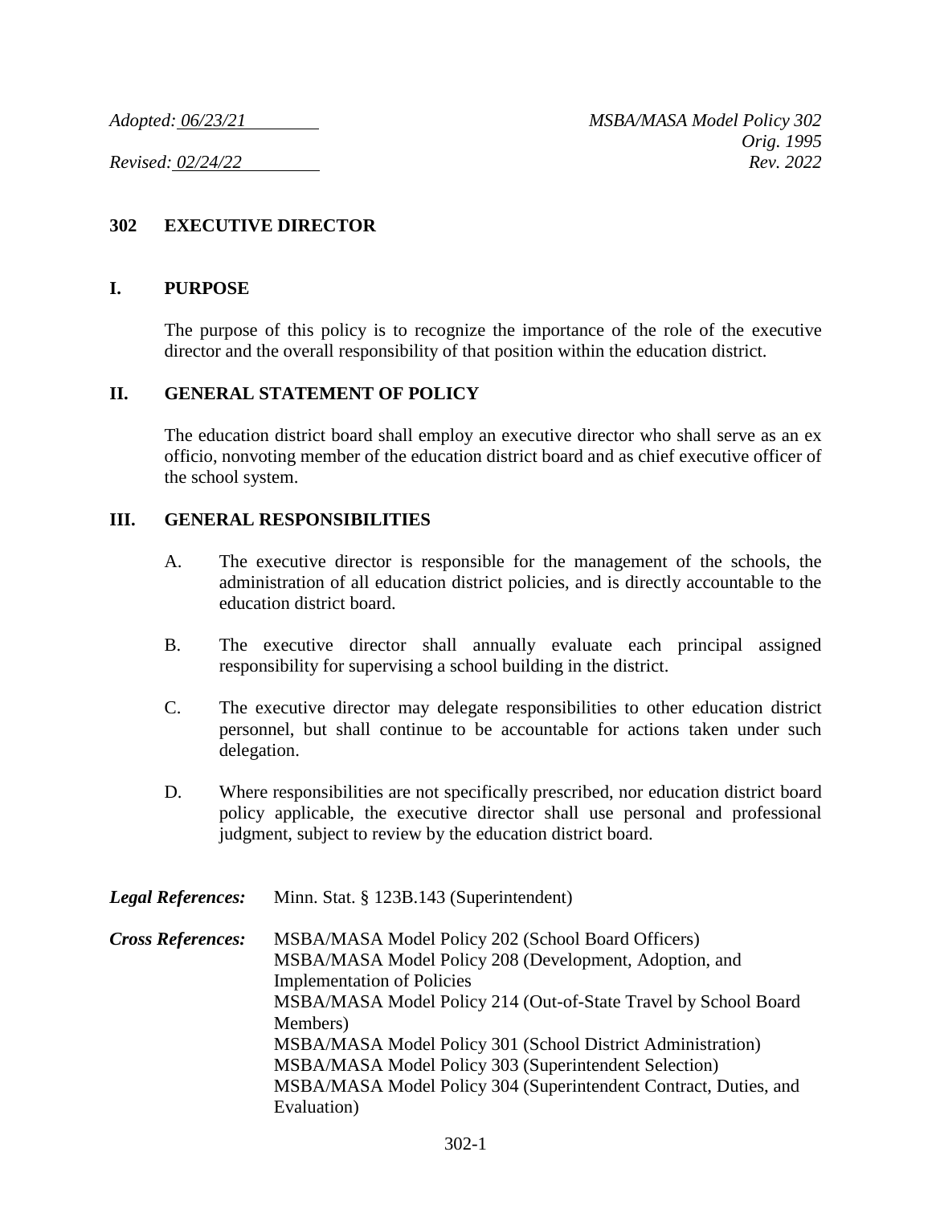*Adopted: 06/23/21* *MSBA/MASA Model Policy 302*
*Orig. 1995*
*Revised: 02/24/22* *Rev. 2022*

## 302 EXECUTIVE DIRECTOR

### I. PURPOSE

The purpose of this policy is to recognize the importance of the role of the executive director and the overall responsibility of that position within the education district.

### II. GENERAL STATEMENT OF POLICY

The education district board shall employ an executive director who shall serve as an ex officio, nonvoting member of the education district board and as chief executive officer of the school system.

### III. GENERAL RESPONSIBILITIES

A. The executive director is responsible for the management of the schools, the administration of all education district policies, and is directly accountable to the education district board.

B. The executive director shall annually evaluate each principal assigned responsibility for supervising a school building in the district.

C. The executive director may delegate responsibilities to other education district personnel, but shall continue to be accountable for actions taken under such delegation.

D. Where responsibilities are not specifically prescribed, nor education district board policy applicable, the executive director shall use personal and professional judgment, subject to review by the education district board.

***Legal References:*** Minn. Stat. § 123B.143 (Superintendent)

***Cross References:*** MSBA/MASA Model Policy 202 (School Board Officers)
MSBA/MASA Model Policy 208 (Development, Adoption, and Implementation of Policies
MSBA/MASA Model Policy 214 (Out-of-State Travel by School Board Members)
MSBA/MASA Model Policy 301 (School District Administration)
MSBA/MASA Model Policy 303 (Superintendent Selection)
MSBA/MASA Model Policy 304 (Superintendent Contract, Duties, and Evaluation)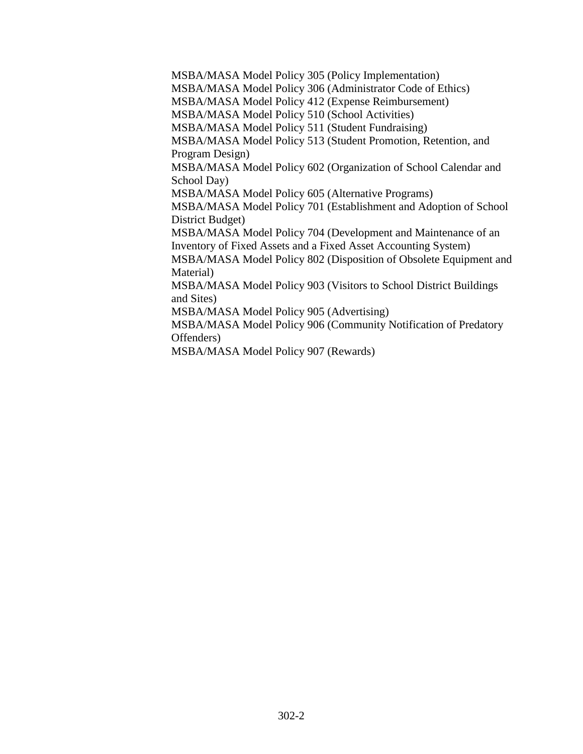MSBA/MASA Model Policy 305 (Policy Implementation)
MSBA/MASA Model Policy 306 (Administrator Code of Ethics)
MSBA/MASA Model Policy 412 (Expense Reimbursement)
MSBA/MASA Model Policy 510 (School Activities)
MSBA/MASA Model Policy 511 (Student Fundraising)
MSBA/MASA Model Policy 513 (Student Promotion, Retention, and Program Design)
MSBA/MASA Model Policy 602 (Organization of School Calendar and School Day)
MSBA/MASA Model Policy 605 (Alternative Programs)
MSBA/MASA Model Policy 701 (Establishment and Adoption of School District Budget)
MSBA/MASA Model Policy 704 (Development and Maintenance of an Inventory of Fixed Assets and a Fixed Asset Accounting System)
MSBA/MASA Model Policy 802 (Disposition of Obsolete Equipment and Material)
MSBA/MASA Model Policy 903 (Visitors to School District Buildings and Sites)
MSBA/MASA Model Policy 905 (Advertising)
MSBA/MASA Model Policy 906 (Community Notification of Predatory Offenders)
MSBA/MASA Model Policy 907 (Rewards)